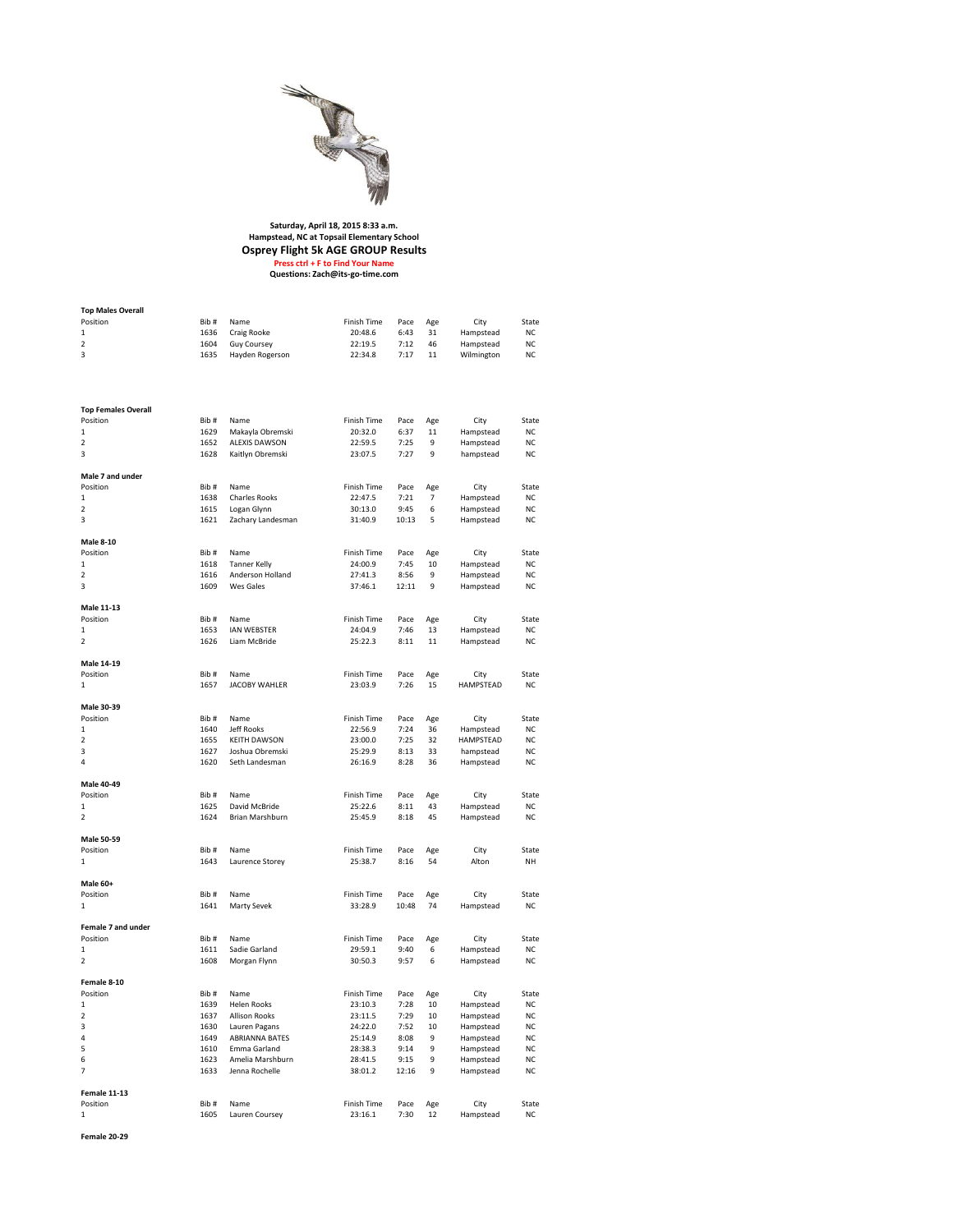**Saturday, April 18, 2015 8:33 a.m.**
**Hampstead, NC at Topsail Elementary School**

# Osprey Flight 5k AGE GROUP Results

**Press ctrl + F to Find Your Name**
**Questions: Zach@its-go-time.com**

**Top Males Overall**

| Position | Bib # | Name | Finish Time | Pace | Age | City | State |
|---|---|---|---|---|---|---|---|
| 1 | 1636 | Craig Rooke | 20:48.6 | 6:43 | 31 | Hampstead | NC |
| 2 | 1604 | Guy Coursey | 22:19.5 | 7:12 | 46 | Hampstead | NC |
| 3 | 1635 | Hayden Rogerson | 22:34.8 | 7:17 | 11 | Wilmington | NC |

**Top Females Overall**

| Position | Bib # | Name | Finish Time | Pace | Age | City | State |
|---|---|---|---|---|---|---|---|
| 1 | 1629 | Makayla Obremski | 20:32.0 | 6:37 | 11 | Hampstead | NC |
| 2 | 1652 | ALEXIS DAWSON | 22:59.5 | 7:25 | 9 | Hampstead | NC |
| 3 | 1628 | Kaitlyn Obremski | 23:07.5 | 7:27 | 9 | hampstead | NC |

**Male 7 and under**

| Position | Bib # | Name | Finish Time | Pace | Age | City | State |
|---|---|---|---|---|---|---|---|
| 1 | 1638 | Charles Rooks | 22:47.5 | 7:21 | 7 | Hampstead | NC |
| 2 | 1615 | Logan Glynn | 30:13.0 | 9:45 | 6 | Hampstead | NC |
| 3 | 1621 | Zachary Landesman | 31:40.9 | 10:13 | 5 | Hampstead | NC |

**Male 8-10**

| Position | Bib # | Name | Finish Time | Pace | Age | City | State |
|---|---|---|---|---|---|---|---|
| 1 | 1618 | Tanner Kelly | 24:00.9 | 7:45 | 10 | Hampstead | NC |
| 2 | 1616 | Anderson Holland | 27:41.3 | 8:56 | 9 | Hampstead | NC |
| 3 | 1609 | Wes Gales | 37:46.1 | 12:11 | 9 | Hampstead | NC |

**Male 11-13**

| Position | Bib # | Name | Finish Time | Pace | Age | City | State |
|---|---|---|---|---|---|---|---|
| 1 | 1653 | IAN WEBSTER | 24:04.9 | 7:46 | 13 | Hampstead | NC |
| 2 | 1626 | Liam McBride | 25:22.3 | 8:11 | 11 | Hampstead | NC |

**Male 14-19**

| Position | Bib # | Name | Finish Time | Pace | Age | City | State |
|---|---|---|---|---|---|---|---|
| 1 | 1657 | JACOBY WAHLER | 23:03.9 | 7:26 | 15 | HAMPSTEAD | NC |

**Male 30-39**

| Position | Bib # | Name | Finish Time | Pace | Age | City | State |
|---|---|---|---|---|---|---|---|
| 1 | 1640 | Jeff Rooks | 22:56.9 | 7:24 | 36 | Hampstead | NC |
| 2 | 1655 | KEITH DAWSON | 23:00.0 | 7:25 | 32 | HAMPSTEAD | NC |
| 3 | 1627 | Joshua Obremski | 25:29.9 | 8:13 | 33 | hampstead | NC |
| 4 | 1620 | Seth Landesman | 26:16.9 | 8:28 | 36 | Hampstead | NC |

**Male 40-49**

| Position | Bib # | Name | Finish Time | Pace | Age | City | State |
|---|---|---|---|---|---|---|---|
| 1 | 1625 | David McBride | 25:22.6 | 8:11 | 43 | Hampstead | NC |
| 2 | 1624 | Brian Marshburn | 25:45.9 | 8:18 | 45 | Hampstead | NC |

**Male 50-59**

| Position | Bib # | Name | Finish Time | Pace | Age | City | State |
|---|---|---|---|---|---|---|---|
| 1 | 1643 | Laurence Storey | 25:38.7 | 8:16 | 54 | Alton | NH |

**Male 60+**

| Position | Bib # | Name | Finish Time | Pace | Age | City | State |
|---|---|---|---|---|---|---|---|
| 1 | 1641 | Marty Sevek | 33:28.9 | 10:48 | 74 | Hampstead | NC |

**Female 7 and under**

| Position | Bib # | Name | Finish Time | Pace | Age | City | State |
|---|---|---|---|---|---|---|---|
| 1 | 1611 | Sadie Garland | 29:59.1 | 9:40 | 6 | Hampstead | NC |
| 2 | 1608 | Morgan Flynn | 30:50.3 | 9:57 | 6 | Hampstead | NC |

**Female 8-10**

| Position | Bib # | Name | Finish Time | Pace | Age | City | State |
|---|---|---|---|---|---|---|---|
| 1 | 1639 | Helen Rooks | 23:10.3 | 7:28 | 10 | Hampstead | NC |
| 2 | 1637 | Allison Rooks | 23:11.5 | 7:29 | 10 | Hampstead | NC |
| 3 | 1630 | Lauren Pagans | 24:22.0 | 7:52 | 10 | Hampstead | NC |
| 4 | 1649 | ABRIANNA BATES | 25:14.9 | 8:08 | 9 | Hampstead | NC |
| 5 | 1610 | Emma Garland | 28:38.3 | 9:14 | 9 | Hampstead | NC |
| 6 | 1623 | Amelia Marshburn | 28:41.5 | 9:15 | 9 | Hampstead | NC |
| 7 | 1633 | Jenna Rochelle | 38:01.2 | 12:16 | 9 | Hampstead | NC |

**Female 11-13**

| Position | Bib # | Name | Finish Time | Pace | Age | City | State |
|---|---|---|---|---|---|---|---|
| 1 | 1605 | Lauren Coursey | 23:16.1 | 7:30 | 12 | Hampstead | NC |

**Female 20-29**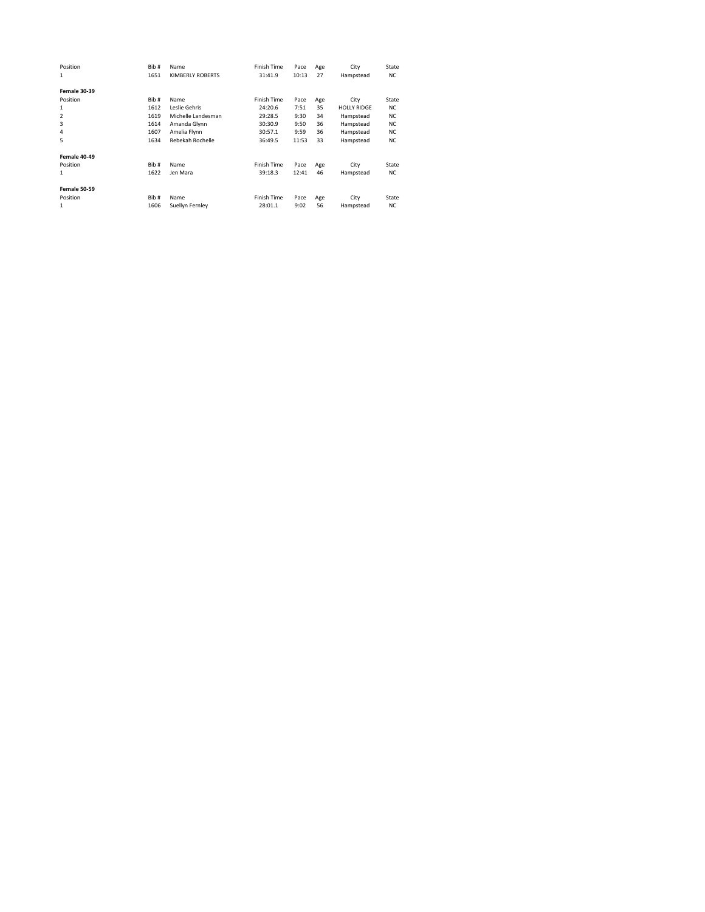| Position | Bib # | Name | Finish Time | Pace | Age | City | State |
|---|---|---|---|---|---|---|---|
| 1 | 1651 | KIMBERLY ROBERTS | 31:41.9 | 10:13 | 27 | Hampstead | NC |

**Female 30-39**

| Position | Bib # | Name | Finish Time | Pace | Age | City | State |
|---|---|---|---|---|---|---|---|
| 1 | 1612 | Leslie Gehris | 24:20.6 | 7:51 | 35 | HOLLY RIDGE | NC |
| 2 | 1619 | Michelle Landesman | 29:28.5 | 9:30 | 34 | Hampstead | NC |
| 3 | 1614 | Amanda Glynn | 30:30.9 | 9:50 | 36 | Hampstead | NC |
| 4 | 1607 | Amelia Flynn | 30:57.1 | 9:59 | 36 | Hampstead | NC |
| 5 | 1634 | Rebekah Rochelle | 36:49.5 | 11:53 | 33 | Hampstead | NC |

**Female 40-49**

| Position | Bib # | Name | Finish Time | Pace | Age | City | State |
|---|---|---|---|---|---|---|---|
| 1 | 1622 | Jen Mara | 39:18.3 | 12:41 | 46 | Hampstead | NC |

**Female 50-59**

| Position | Bib # | Name | Finish Time | Pace | Age | City | State |
|---|---|---|---|---|---|---|---|
| 1 | 1606 | Suellyn Fernley | 28:01.1 | 9:02 | 56 | Hampstead | NC |